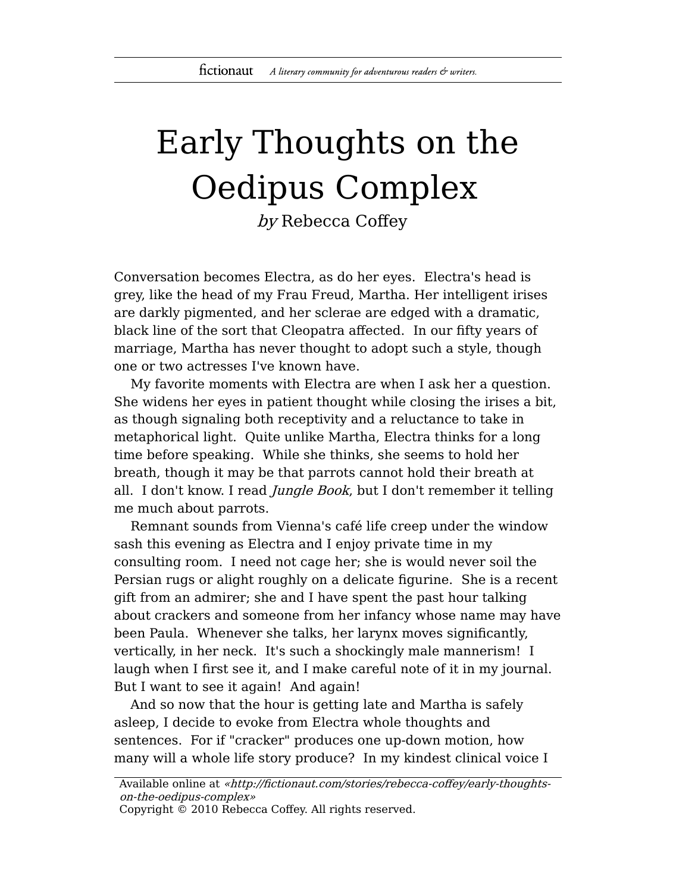# Early Thoughts on the Oedipus Complex

*by* Rebecca Coffey

Conversation becomes Electra, as do her eyes. Electra's head is grey, like the head of my Frau Freud, Martha. Her intelligent irises are darkly pigmented, and her sclerae are edged with a dramatic, black line of the sort that Cleopatra affected. In our fifty years of marriage, Martha has never thought to adopt such a style, though one or two actresses I've known have.

My favorite moments with Electra are when I ask her a question. She widens her eyes in patient thought while closing the irises a bit, as though signaling both receptivity and a reluctance to take in metaphorical light. Quite unlike Martha, Electra thinks for a long time before speaking. While she thinks, she seems to hold her breath, though it may be that parrots cannot hold their breath at all. I don't know. I read *Jungle Book*, but I don't remember it telling me much about parrots.

Remnant sounds from Vienna's café life creep under the window sash this evening as Electra and I enjoy private time in my consulting room. I need not cage her; she is would never soil the Persian rugs or alight roughly on a delicate figurine. She is a recent gift from an admirer; she and I have spent the past hour talking about crackers and someone from her infancy whose name may have been Paula. Whenever she talks, her larynx moves significantly, vertically, in her neck. It's such a shockingly male mannerism! I laugh when I first see it, and I make careful note of it in my journal. But I want to see it again! And again!

And so now that the hour is getting late and Martha is safely asleep, I decide to evoke from Electra whole thoughts and sentences. For if "cracker" produces one up-down motion, how many will a whole life story produce? In my kindest clinical voice I

Available online at *«http://fictionaut.com/stories/rebecca-coffey/early-thoughts-on-the-oedipus-complex»*
Copyright © 2010 Rebecca Coffey. All rights reserved.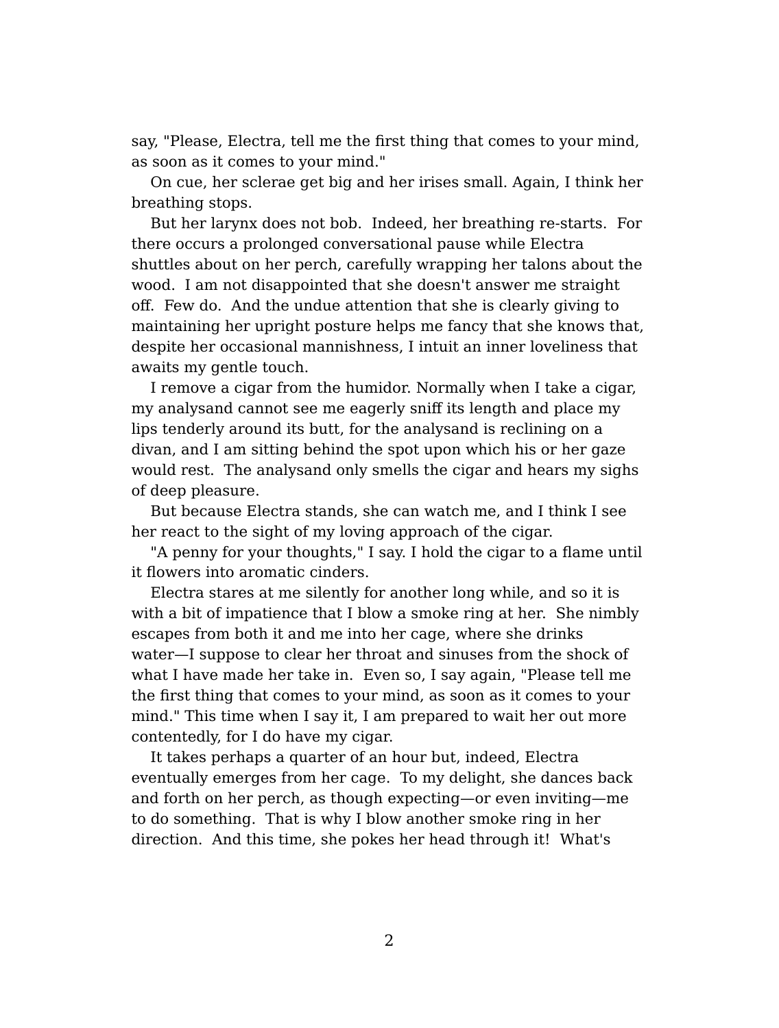say, "Please, Electra, tell me the first thing that comes to your mind, as soon as it comes to your mind."

On cue, her sclerae get big and her irises small. Again, I think her breathing stops.

But her larynx does not bob. Indeed, her breathing re-starts. For there occurs a prolonged conversational pause while Electra shuttles about on her perch, carefully wrapping her talons about the wood. I am not disappointed that she doesn't answer me straight off. Few do. And the undue attention that she is clearly giving to maintaining her upright posture helps me fancy that she knows that, despite her occasional mannishness, I intuit an inner loveliness that awaits my gentle touch.

I remove a cigar from the humidor. Normally when I take a cigar, my analysand cannot see me eagerly sniff its length and place my lips tenderly around its butt, for the analysand is reclining on a divan, and I am sitting behind the spot upon which his or her gaze would rest. The analysand only smells the cigar and hears my sighs of deep pleasure.

But because Electra stands, she can watch me, and I think I see her react to the sight of my loving approach of the cigar.

"A penny for your thoughts," I say. I hold the cigar to a flame until it flowers into aromatic cinders.

Electra stares at me silently for another long while, and so it is with a bit of impatience that I blow a smoke ring at her. She nimbly escapes from both it and me into her cage, where she drinks water—I suppose to clear her throat and sinuses from the shock of what I have made her take in. Even so, I say again, "Please tell me the first thing that comes to your mind, as soon as it comes to your mind." This time when I say it, I am prepared to wait her out more contentedly, for I do have my cigar.

It takes perhaps a quarter of an hour but, indeed, Electra eventually emerges from her cage. To my delight, she dances back and forth on her perch, as though expecting—or even inviting—me to do something. That is why I blow another smoke ring in her direction. And this time, she pokes her head through it! What's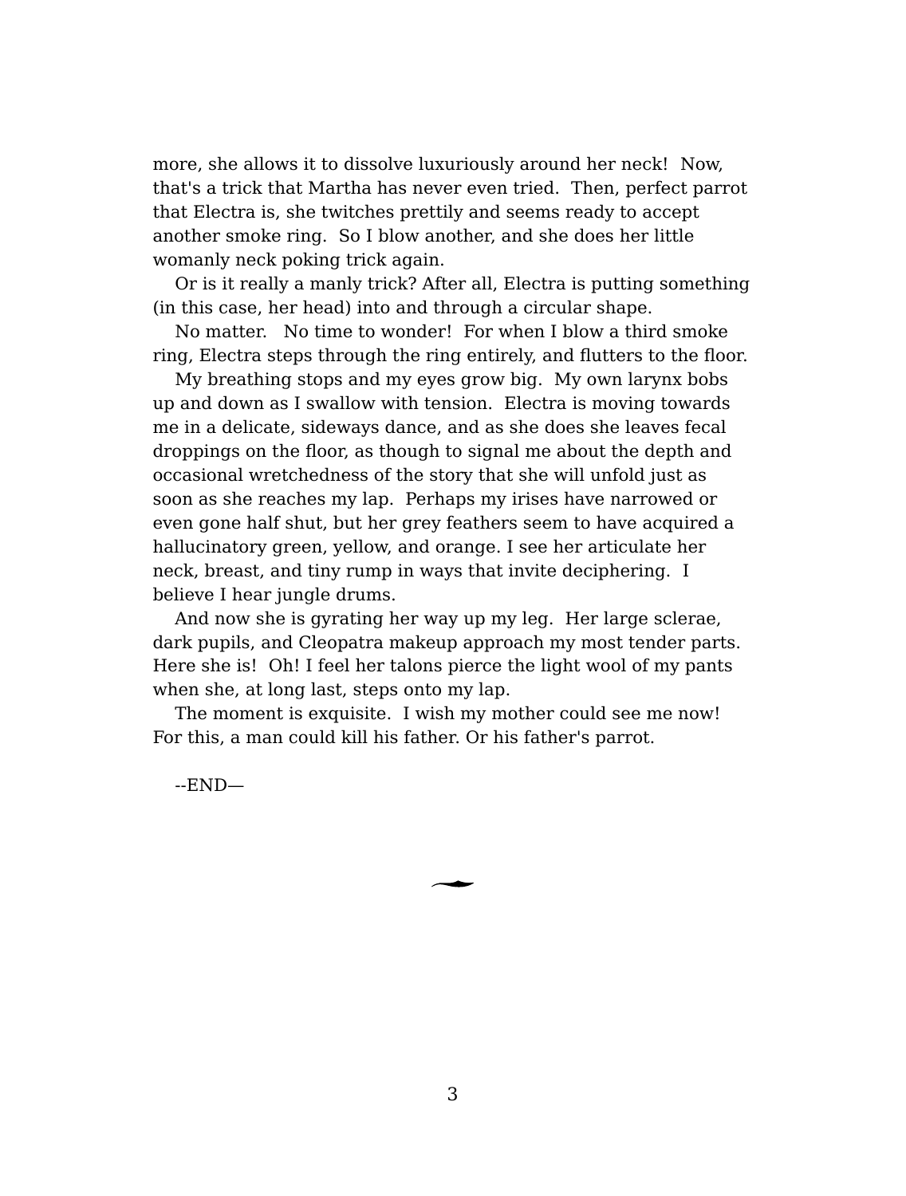more, she allows it to dissolve luxuriously around her neck! Now, that's a trick that Martha has never even tried. Then, perfect parrot that Electra is, she twitches prettily and seems ready to accept another smoke ring. So I blow another, and she does her little womanly neck poking trick again.

Or is it really a manly trick? After all, Electra is putting something (in this case, her head) into and through a circular shape.

No matter. No time to wonder! For when I blow a third smoke ring, Electra steps through the ring entirely, and flutters to the floor.

My breathing stops and my eyes grow big. My own larynx bobs up and down as I swallow with tension. Electra is moving towards me in a delicate, sideways dance, and as she does she leaves fecal droppings on the floor, as though to signal me about the depth and occasional wretchedness of the story that she will unfold just as soon as she reaches my lap. Perhaps my irises have narrowed or even gone half shut, but her grey feathers seem to have acquired a hallucinatory green, yellow, and orange. I see her articulate her neck, breast, and tiny rump in ways that invite deciphering. I believe I hear jungle drums.

And now she is gyrating her way up my leg. Her large sclerae, dark pupils, and Cleopatra makeup approach my most tender parts. Here she is! Oh! I feel her talons pierce the light wool of my pants when she, at long last, steps onto my lap.

The moment is exquisite. I wish my mother could see me now! For this, a man could kill his father. Or his father's parrot.

--END—